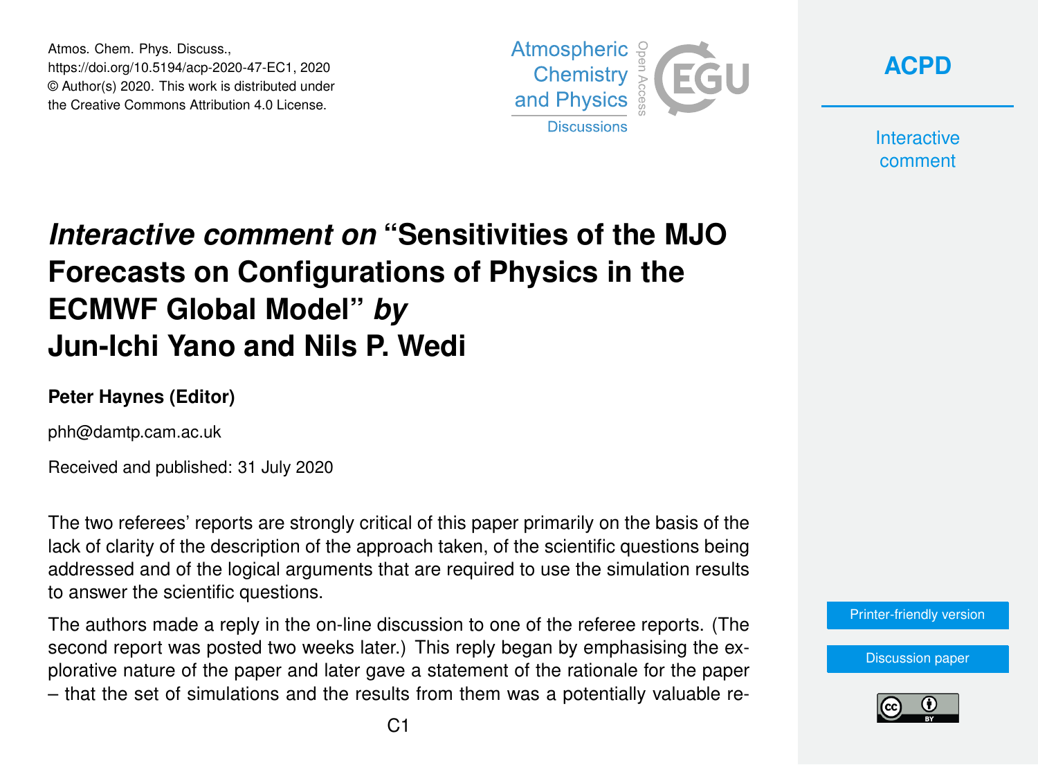Atmos. Chem. Phys. Discuss.,
https://doi.org/10.5194/acp-2020-47-EC1, 2020
© Author(s) 2020. This work is distributed under
the Creative Commons Attribution 4.0 License.

# *Interactive comment on* "Sensitivities of the MJO Forecasts on Configurations of Physics in the ECMWF Global Model" *by* Jun-Ichi Yano and Nils P. Wedi

**Peter Haynes (Editor)**

phh@damtp.cam.ac.uk

Received and published: 31 July 2020

The two referees' reports are strongly critical of this paper primarily on the basis of the lack of clarity of the description of the approach taken, of the scientific questions being addressed and of the logical arguments that are required to use the simulation results to answer the scientific questions.

The authors made a reply in the on-line discussion to one of the referee reports. (The second report was posted two weeks later.) This reply began by emphasising the explorative nature of the paper and later gave a statement of the rationale for the paper – that the set of simulations and the results from them was a potentially valuable re-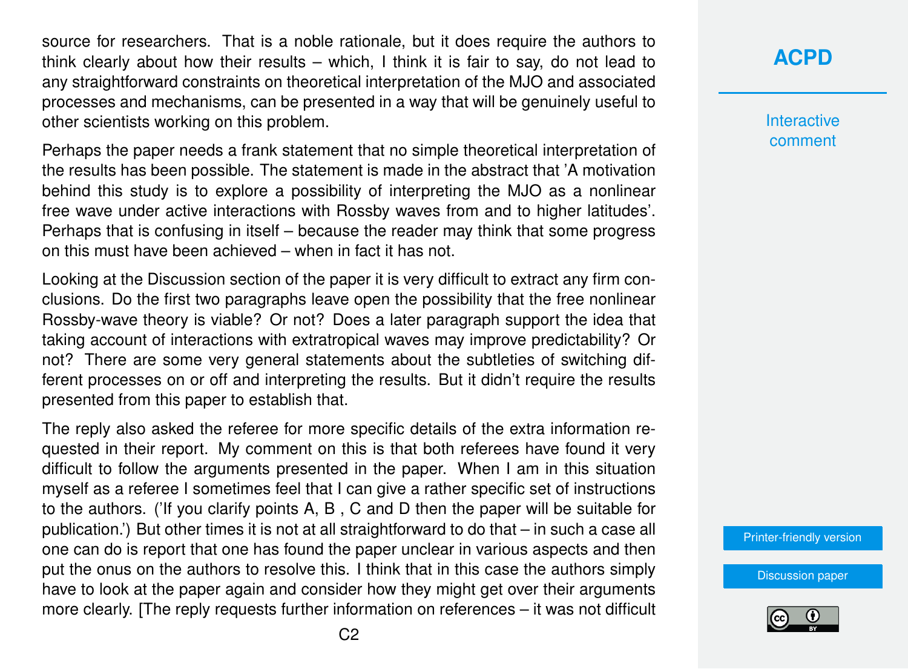source for researchers. That is a noble rationale, but it does require the authors to think clearly about how their results – which, I think it is fair to say, do not lead to any straightforward constraints on theoretical interpretation of the MJO and associated processes and mechanisms, can be presented in a way that will be genuinely useful to other scientists working on this problem.

Perhaps the paper needs a frank statement that no simple theoretical interpretation of the results has been possible. The statement is made in the abstract that 'A motivation behind this study is to explore a possibility of interpreting the MJO as a nonlinear free wave under active interactions with Rossby waves from and to higher latitudes'. Perhaps that is confusing in itself – because the reader may think that some progress on this must have been achieved – when in fact it has not.

Looking at the Discussion section of the paper it is very difficult to extract any firm conclusions. Do the first two paragraphs leave open the possibility that the free nonlinear Rossby-wave theory is viable? Or not? Does a later paragraph support the idea that taking account of interactions with extratropical waves may improve predictability? Or not? There are some very general statements about the subtleties of switching different processes on or off and interpreting the results. But it didn't require the results presented from this paper to establish that.

The reply also asked the referee for more specific details of the extra information requested in their report. My comment on this is that both referees have found it very difficult to follow the arguments presented in the paper. When I am in this situation myself as a referee I sometimes feel that I can give a rather specific set of instructions to the authors. ('If you clarify points A, B , C and D then the paper will be suitable for publication.') But other times it is not at all straightforward to do that – in such a case all one can do is report that one has found the paper unclear in various aspects and then put the onus on the authors to resolve this. I think that in this case the authors simply have to look at the paper again and consider how they might get over their arguments more clearly. [The reply requests further information on references – it was not difficult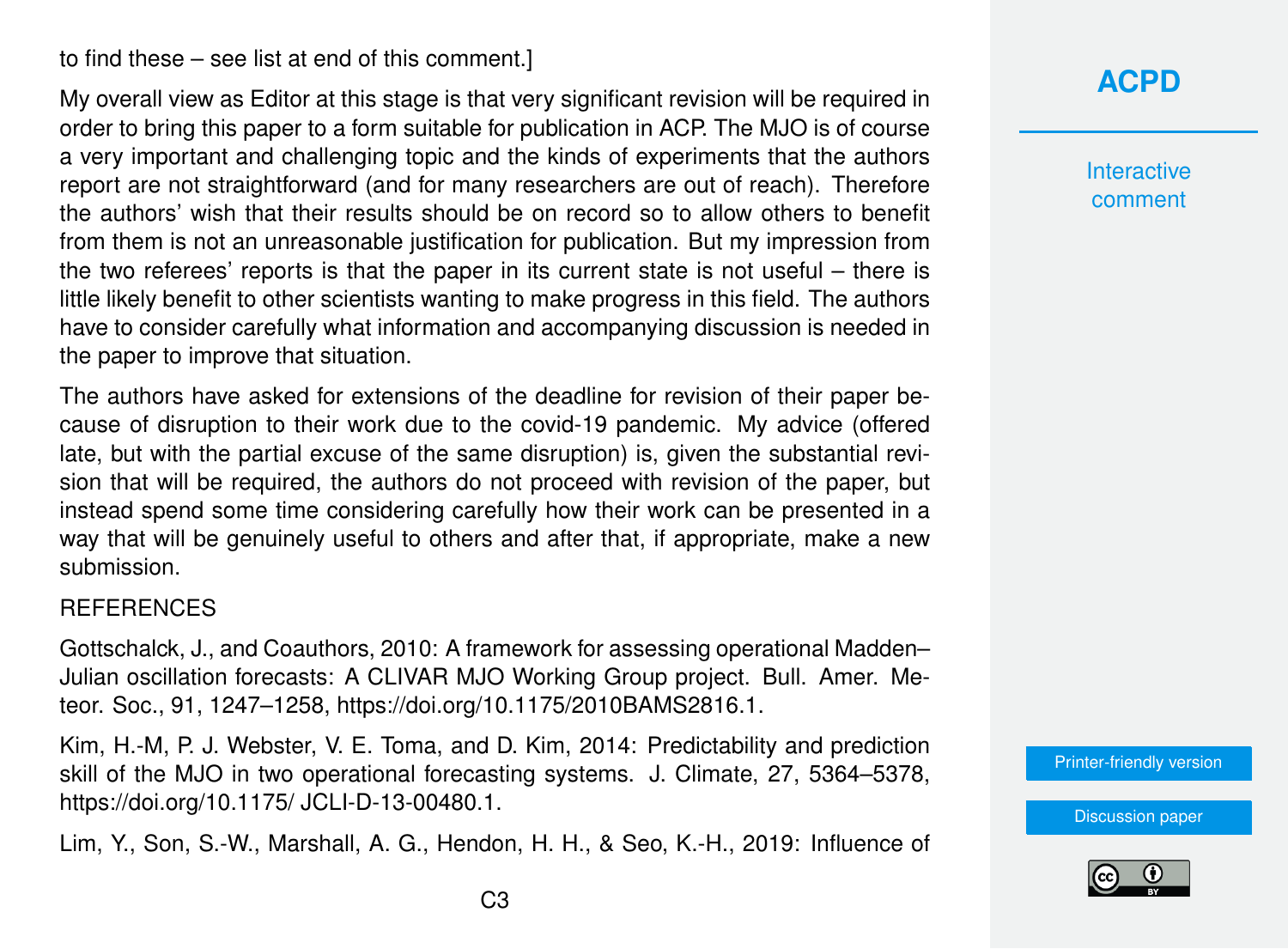to find these – see list at end of this comment.]

My overall view as Editor at this stage is that very significant revision will be required in order to bring this paper to a form suitable for publication in ACP. The MJO is of course a very important and challenging topic and the kinds of experiments that the authors report are not straightforward (and for many researchers are out of reach). Therefore the authors' wish that their results should be on record so to allow others to benefit from them is not an unreasonable justification for publication. But my impression from the two referees' reports is that the paper in its current state is not useful – there is little likely benefit to other scientists wanting to make progress in this field. The authors have to consider carefully what information and accompanying discussion is needed in the paper to improve that situation.

The authors have asked for extensions of the deadline for revision of their paper because of disruption to their work due to the covid-19 pandemic. My advice (offered late, but with the partial excuse of the same disruption) is, given the substantial revision that will be required, the authors do not proceed with revision of the paper, but instead spend some time considering carefully how their work can be presented in a way that will be genuinely useful to others and after that, if appropriate, make a new submission.

REFERENCES

Gottschalck, J., and Coauthors, 2010: A framework for assessing operational Madden–Julian oscillation forecasts: A CLIVAR MJO Working Group project. Bull. Amer. Meteor. Soc., 91, 1247–1258, https://doi.org/10.1175/2010BAMS2816.1.

Kim, H.-M, P. J. Webster, V. E. Toma, and D. Kim, 2014: Predictability and prediction skill of the MJO in two operational forecasting systems. J. Climate, 27, 5364–5378, https://doi.org/10.1175/ JCLI-D-13-00480.1.

Lim, Y., Son, S.-W., Marshall, A. G., Hendon, H. H., & Seo, K.-H., 2019: Influence of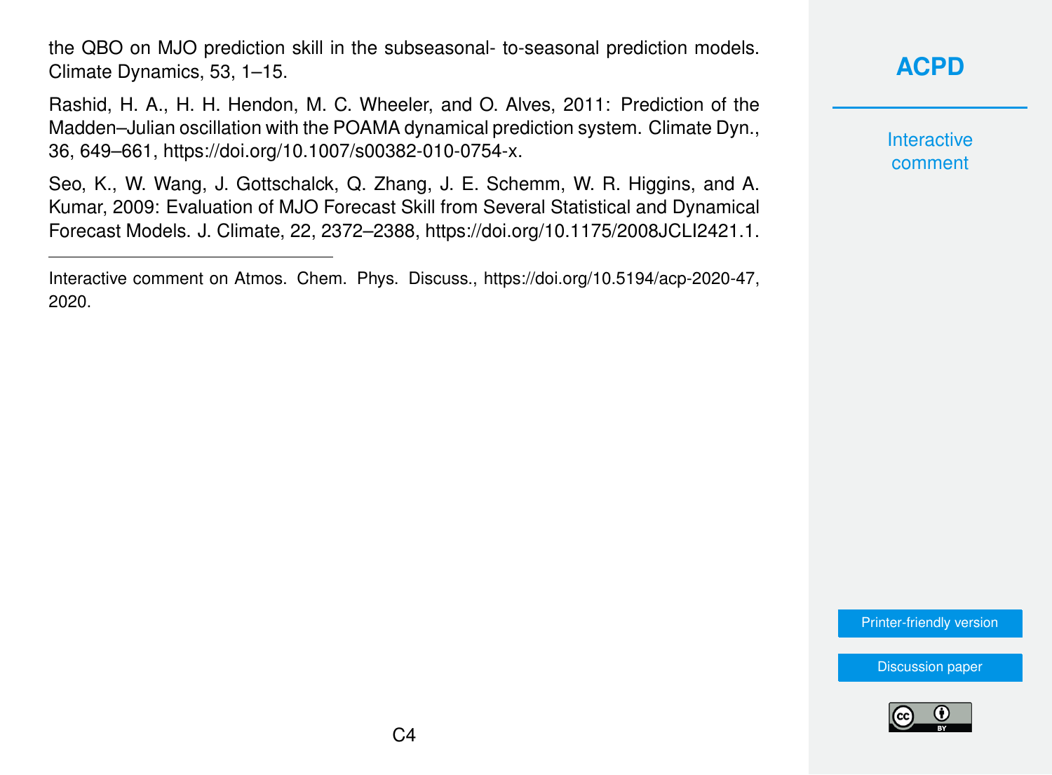the QBO on MJO prediction skill in the subseasonal- to-seasonal prediction models. Climate Dynamics, 53, 1–15.

Rashid, H. A., H. H. Hendon, M. C. Wheeler, and O. Alves, 2011: Prediction of the Madden–Julian oscillation with the POAMA dynamical prediction system. Climate Dyn., 36, 649–661, https://doi.org/10.1007/s00382-010-0754-x.

Seo, K., W. Wang, J. Gottschalck, Q. Zhang, J. E. Schemm, W. R. Higgins, and A. Kumar, 2009: Evaluation of MJO Forecast Skill from Several Statistical and Dynamical Forecast Models. J. Climate, 22, 2372–2388, https://doi.org/10.1175/2008JCLI2421.1.

---

Interactive comment on Atmos. Chem. Phys. Discuss., https://doi.org/10.5194/acp-2020-47, 2020.